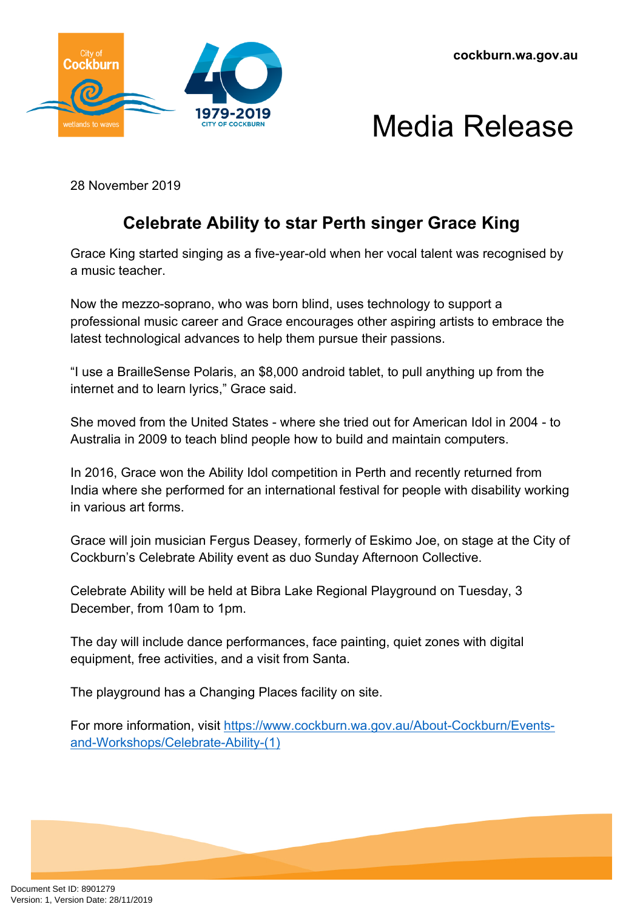cockburn.wa.gov.au

# Media Release

28 November 2019

## Celebrate Ability to star Perth singer Grace King

Grace King started singing as a five-year-old when her vocal talent was recognised by a music teacher.

Now the mezzo-soprano, who was born blind, uses technology to support a professional music career and Grace encourages other aspiring artists to embrace the latest technological advances to help them pursue their passions.

"I use a BrailleSense Polaris, an $8,000 android tablet, to pull anything up from the internet and to learn lyrics," Grace said.

She moved from the United States - where she tried out for American Idol in 2004 - to Australia in 2009 to teach blind people how to build and maintain computers.

In 2016, Grace won the Ability Idol competition in Perth and recently returned from India where she performed for an international festival for people with disability working in various art forms.

Grace will join musician Fergus Deasey, formerly of Eskimo Joe, on stage at the City of Cockburn's Celebrate Ability event as duo Sunday Afternoon Collective.

Celebrate Ability will be held at Bibra Lake Regional Playground on Tuesday, 3 December, from 10am to 1pm.

The day will include dance performances, face painting, quiet zones with digital equipment, free activities, and a visit from Santa.

The playground has a Changing Places facility on site.

For more information, visit [https://www.cockburn.wa.gov.au/About-Cockburn/Events-and-Workshops/Celebrate-Ability-(1)](https://www.cockburn.wa.gov.au/About-Cockburn/Events-and-Workshops/Celebrate-Ability-(1))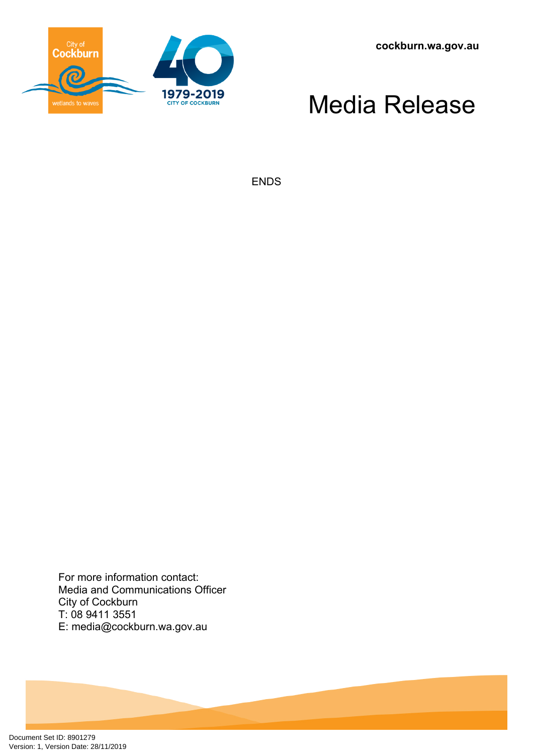cockburn.wa.gov.au

# Media Release

ENDS

For more information contact:
Media and Communications Officer
City of Cockburn
T: 08 9411 3551
E: media@cockburn.wa.gov.au

Document Set ID: 8901279
Version: 1, Version Date: 28/11/2019